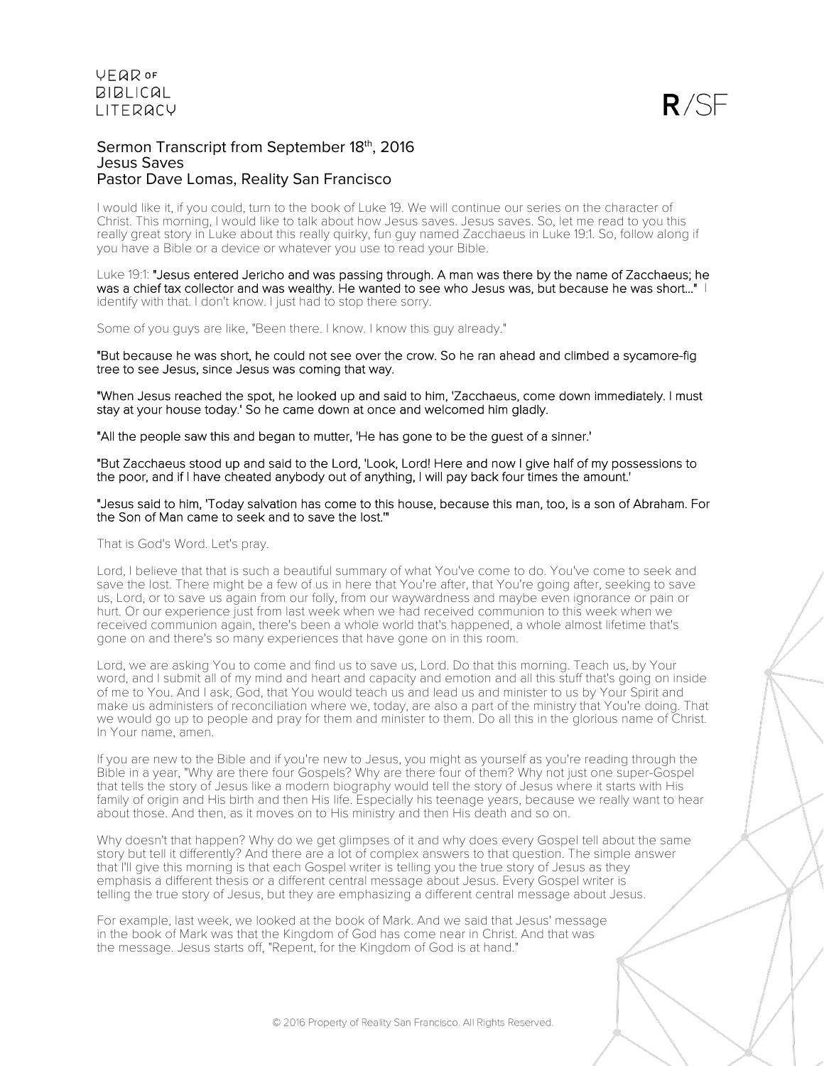# Sermon Transcript from September 18th, 2016
## Jesus Saves
## Pastor Dave Lomas, Reality San Francisco

I would like it, if you could, turn to the book of Luke 19. We will continue our series on the character of Christ. This morning, I would like to talk about how Jesus saves. Jesus saves. So, let me read to you this really great story in Luke about this really quirky, fun guy named Zacchaeus in Luke 19:1. So, follow along if you have a Bible or a device or whatever you use to read your Bible.

Luke 19:1: **"Jesus entered Jericho and was passing through. A man was there by the name of Zacchaeus; he was a chief tax collector and was wealthy. He wanted to see who Jesus was, but because he was short..."** I identify with that. I don't know. I just had to stop there sorry.

Some of you guys are like, "Been there. I know. I know this guy already."

**"But because he was short, he could not see over the crow. So he ran ahead and climbed a sycamore-fig tree to see Jesus, since Jesus was coming that way.**

**"When Jesus reached the spot, he looked up and said to him, 'Zacchaeus, come down immediately. I must stay at your house today.' So he came down at once and welcomed him gladly.**

**"All the people saw this and began to mutter, 'He has gone to be the guest of a sinner.'**

**"But Zacchaeus stood up and said to the Lord, 'Look, Lord! Here and now I give half of my possessions to the poor, and if I have cheated anybody out of anything, I will pay back four times the amount.'**

**"Jesus said to him, 'Today salvation has come to this house, because this man, too, is a son of Abraham. For the Son of Man came to seek and to save the lost.'"**

That is God's Word. Let's pray.

Lord, I believe that that is such a beautiful summary of what You've come to do. You've come to seek and save the lost. There might be a few of us in here that You're after, that You're going after, seeking to save us, Lord, or to save us again from our folly, from our waywardness and maybe even ignorance or pain or hurt. Or our experience just from last week when we had received communion to this week when we received communion again, there's been a whole world that's happened, a whole almost lifetime that's gone on and there's so many experiences that have gone on in this room.

Lord, we are asking You to come and find us to save us, Lord. Do that this morning. Teach us, by Your word, and I submit all of my mind and heart and capacity and emotion and all this stuff that's going on inside of me to You. And I ask, God, that You would teach us and lead us and minister to us by Your Spirit and make us administers of reconciliation where we, today, are also a part of the ministry that You're doing. That we would go up to people and pray for them and minister to them. Do all this in the glorious name of Christ. In Your name, amen.

If you are new to the Bible and if you're new to Jesus, you might as yourself as you're reading through the Bible in a year, "Why are there four Gospels? Why are there four of them? Why not just one super-Gospel that tells the story of Jesus like a modern biography would tell the story of Jesus where it starts with His family of origin and His birth and then His life. Especially his teenage years, because we really want to hear about those. And then, as it moves on to His ministry and then His death and so on.

Why doesn't that happen? Why do we get glimpses of it and why does every Gospel tell about the same story but tell it differently? And there are a lot of complex answers to that question. The simple answer that I'll give this morning is that each Gospel writer is telling you the true story of Jesus as they emphasis a different thesis or a different central message about Jesus. Every Gospel writer is telling the true story of Jesus, but they are emphasizing a different central message about Jesus.

For example, last week, we looked at the book of Mark. And we said that Jesus' message in the book of Mark was that the Kingdom of God has come near in Christ. And that was the message. Jesus starts off, "Repent, for the Kingdom of God is at hand."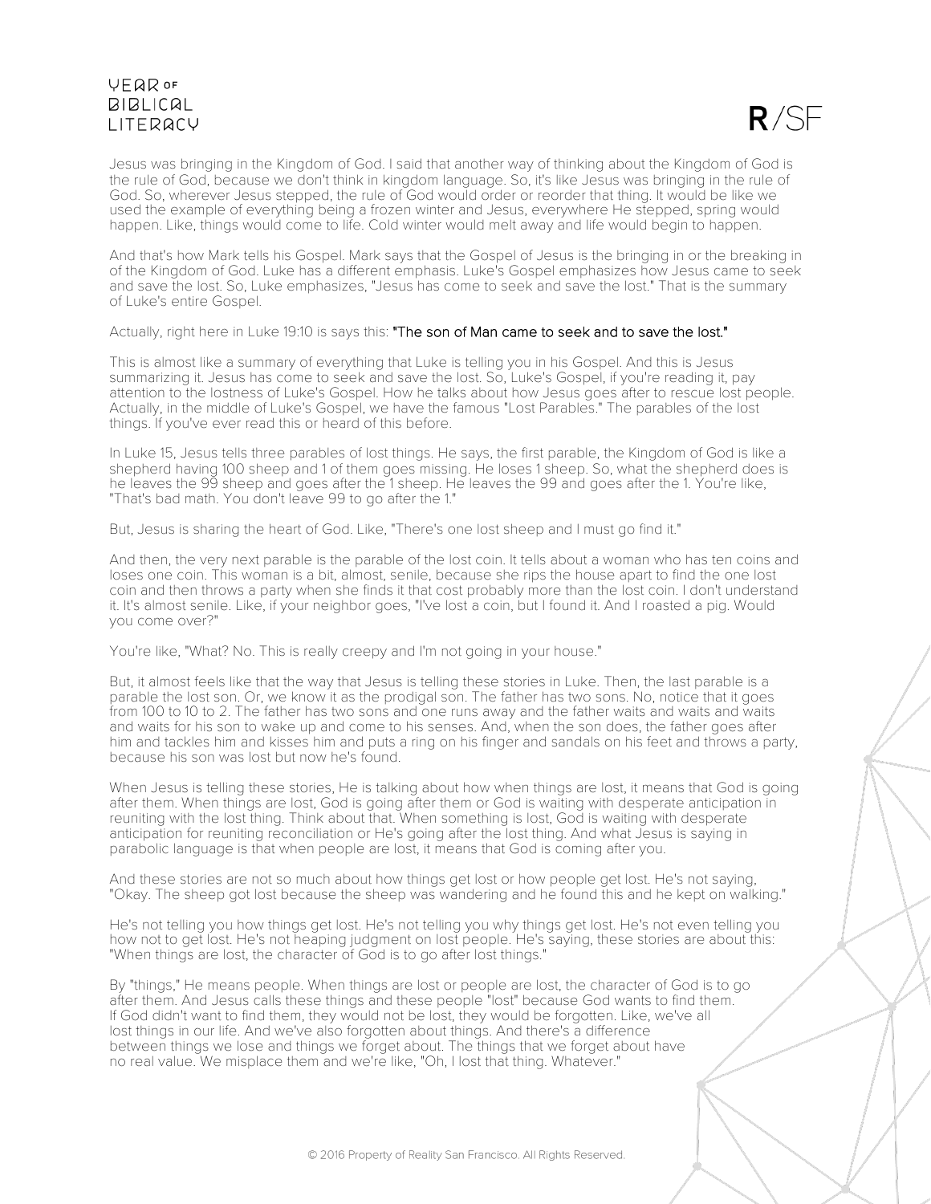Jesus was bringing in the Kingdom of God. I said that another way of thinking about the Kingdom of God is the rule of God, because we don't think in kingdom language. So, it's like Jesus was bringing in the rule of God. So, wherever Jesus stepped, the rule of God would order or reorder that thing. It would be like we used the example of everything being a frozen winter and Jesus, everywhere He stepped, spring would happen. Like, things would come to life. Cold winter would melt away and life would begin to happen.

And that's how Mark tells his Gospel. Mark says that the Gospel of Jesus is the bringing in or the breaking in of the Kingdom of God. Luke has a different emphasis. Luke's Gospel emphasizes how Jesus came to seek and save the lost. So, Luke emphasizes, "Jesus has come to seek and save the lost." That is the summary of Luke's entire Gospel.

Actually, right here in Luke 19:10 is says this: **"The son of Man came to seek and to save the lost."**

This is almost like a summary of everything that Luke is telling you in his Gospel. And this is Jesus summarizing it. Jesus has come to seek and save the lost. So, Luke's Gospel, if you're reading it, pay attention to the lostness of Luke's Gospel. How he talks about how Jesus goes after to rescue lost people. Actually, in the middle of Luke's Gospel, we have the famous "Lost Parables." The parables of the lost things. If you've ever read this or heard of this before.

In Luke 15, Jesus tells three parables of lost things. He says, the first parable, the Kingdom of God is like a shepherd having 100 sheep and 1 of them goes missing. He loses 1 sheep. So, what the shepherd does is he leaves the 99 sheep and goes after the 1 sheep. He leaves the 99 and goes after the 1. You're like, "That's bad math. You don't leave 99 to go after the 1."

But, Jesus is sharing the heart of God. Like, "There's one lost sheep and I must go find it."

And then, the very next parable is the parable of the lost coin. It tells about a woman who has ten coins and loses one coin. This woman is a bit, almost, senile, because she rips the house apart to find the one lost coin and then throws a party when she finds it that cost probably more than the lost coin. I don't understand it. It's almost senile. Like, if your neighbor goes, "I've lost a coin, but I found it. And I roasted a pig. Would you come over?"

You're like, "What? No. This is really creepy and I'm not going in your house."

But, it almost feels like that the way that Jesus is telling these stories in Luke. Then, the last parable is a parable the lost son. Or, we know it as the prodigal son. The father has two sons. No, notice that it goes from 100 to 10 to 2. The father has two sons and one runs away and the father waits and waits and waits and waits for his son to wake up and come to his senses. And, when the son does, the father goes after him and tackles him and kisses him and puts a ring on his finger and sandals on his feet and throws a party, because his son was lost but now he's found.

When Jesus is telling these stories, He is talking about how when things are lost, it means that God is going after them. When things are lost, God is going after them or God is waiting with desperate anticipation in reuniting with the lost thing. Think about that. When something is lost, God is waiting with desperate anticipation for reuniting reconciliation or He's going after the lost thing. And what Jesus is saying in parabolic language is that when people are lost, it means that God is coming after you.

And these stories are not so much about how things get lost or how people get lost. He's not saying, "Okay. The sheep got lost because the sheep was wandering and he found this and he kept on walking."

He's not telling you how things get lost. He's not telling you why things get lost. He's not even telling you how not to get lost. He's not heaping judgment on lost people. He's saying, these stories are about this: "When things are lost, the character of God is to go after lost things."

By "things," He means people. When things are lost or people are lost, the character of God is to go after them. And Jesus calls these things and these people "lost" because God wants to find them. If God didn't want to find them, they would not be lost, they would be forgotten. Like, we've all lost things in our life. And we've also forgotten about things. And there's a difference between things we lose and things we forget about. The things that we forget about have no real value. We misplace them and we're like, "Oh, I lost that thing. Whatever."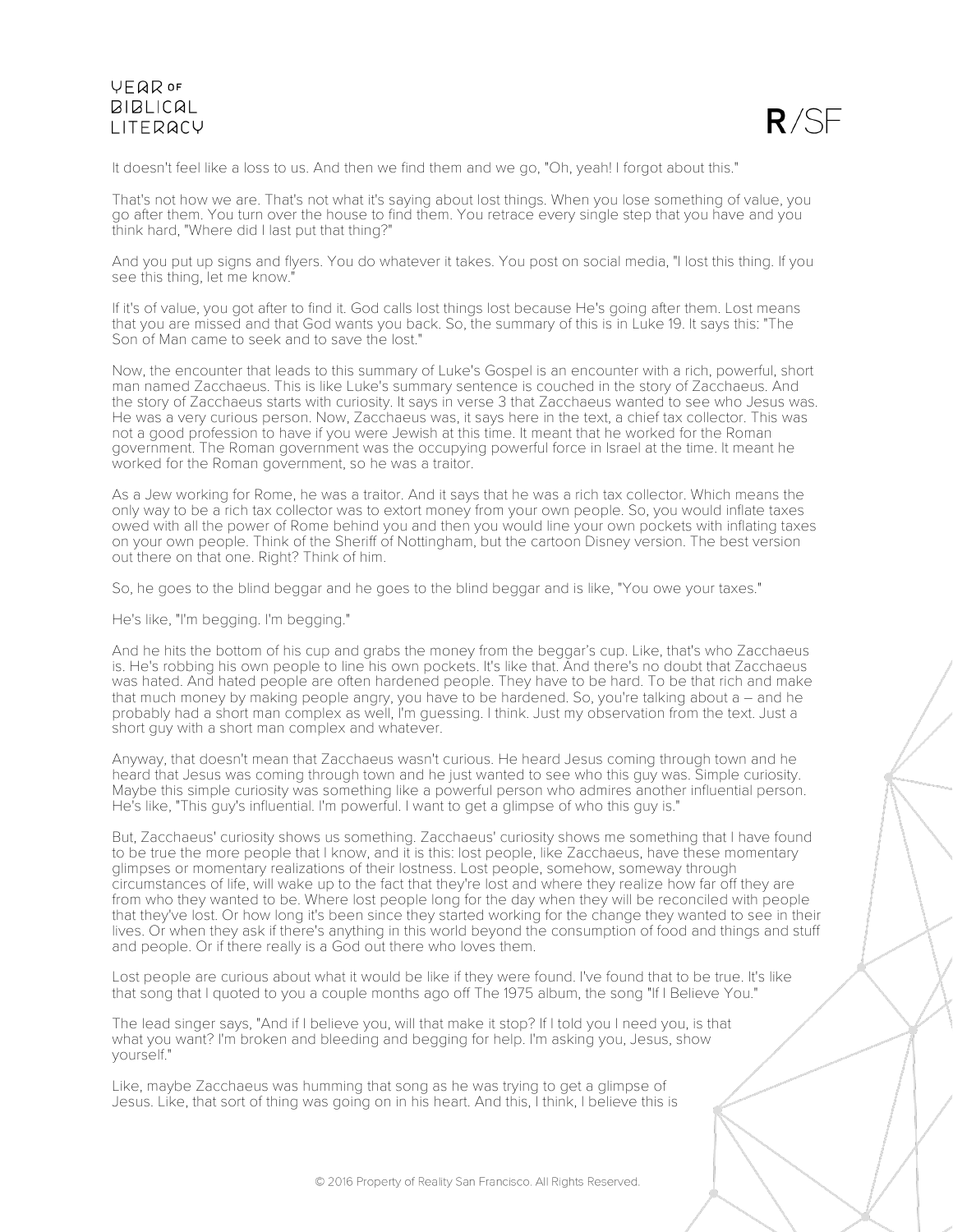It doesn't feel like a loss to us. And then we find them and we go, "Oh, yeah! I forgot about this."

That's not how we are. That's not what it's saying about lost things. When you lose something of value, you go after them. You turn over the house to find them. You retrace every single step that you have and you think hard, "Where did I last put that thing?"

And you put up signs and flyers. You do whatever it takes. You post on social media, "I lost this thing. If you see this thing, let me know."

If it's of value, you got after to find it. God calls lost things lost because He's going after them. Lost means that you are missed and that God wants you back. So, the summary of this is in Luke 19. It says this: "The Son of Man came to seek and to save the lost."

Now, the encounter that leads to this summary of Luke's Gospel is an encounter with a rich, powerful, short man named Zacchaeus. This is like Luke's summary sentence is couched in the story of Zacchaeus. And the story of Zacchaeus starts with curiosity. It says in verse 3 that Zacchaeus wanted to see who Jesus was. He was a very curious person. Now, Zacchaeus was, it says here in the text, a chief tax collector. This was not a good profession to have if you were Jewish at this time. It meant that he worked for the Roman government. The Roman government was the occupying powerful force in Israel at the time. It meant he worked for the Roman government, so he was a traitor.

As a Jew working for Rome, he was a traitor. And it says that he was a rich tax collector. Which means the only way to be a rich tax collector was to extort money from your own people. So, you would inflate taxes owed with all the power of Rome behind you and then you would line your own pockets with inflating taxes on your own people. Think of the Sheriff of Nottingham, but the cartoon Disney version. The best version out there on that one. Right? Think of him.

So, he goes to the blind beggar and he goes to the blind beggar and is like, "You owe your taxes."

He's like, "I'm begging. I'm begging."

And he hits the bottom of his cup and grabs the money from the beggar's cup. Like, that's who Zacchaeus is. He's robbing his own people to line his own pockets. It's like that. And there's no doubt that Zacchaeus was hated. And hated people are often hardened people. They have to be hard. To be that rich and make that much money by making people angry, you have to be hardened. So, you're talking about a – and he probably had a short man complex as well, I'm guessing. I think. Just my observation from the text. Just a short guy with a short man complex and whatever.

Anyway, that doesn't mean that Zacchaeus wasn't curious. He heard Jesus coming through town and he heard that Jesus was coming through town and he just wanted to see who this guy was. Simple curiosity. Maybe this simple curiosity was something like a powerful person who admires another influential person. He's like, "This guy's influential. I'm powerful. I want to get a glimpse of who this guy is."

But, Zacchaeus' curiosity shows us something. Zacchaeus' curiosity shows me something that I have found to be true the more people that I know, and it is this: lost people, like Zacchaeus, have these momentary glimpses or momentary realizations of their lostness. Lost people, somehow, someway through circumstances of life, will wake up to the fact that they're lost and where they realize how far off they are from who they wanted to be. Where lost people long for the day when they will be reconciled with people that they've lost. Or how long it's been since they started working for the change they wanted to see in their lives. Or when they ask if there's anything in this world beyond the consumption of food and things and stuff and people. Or if there really is a God out there who loves them.

Lost people are curious about what it would be like if they were found. I've found that to be true. It's like that song that I quoted to you a couple months ago off The 1975 album, the song "If I Believe You."

The lead singer says, "And if I believe you, will that make it stop? If I told you I need you, is that what you want? I'm broken and bleeding and begging for help. I'm asking you, Jesus, show yourself."

Like, maybe Zacchaeus was humming that song as he was trying to get a glimpse of Jesus. Like, that sort of thing was going on in his heart. And this, I think, I believe this is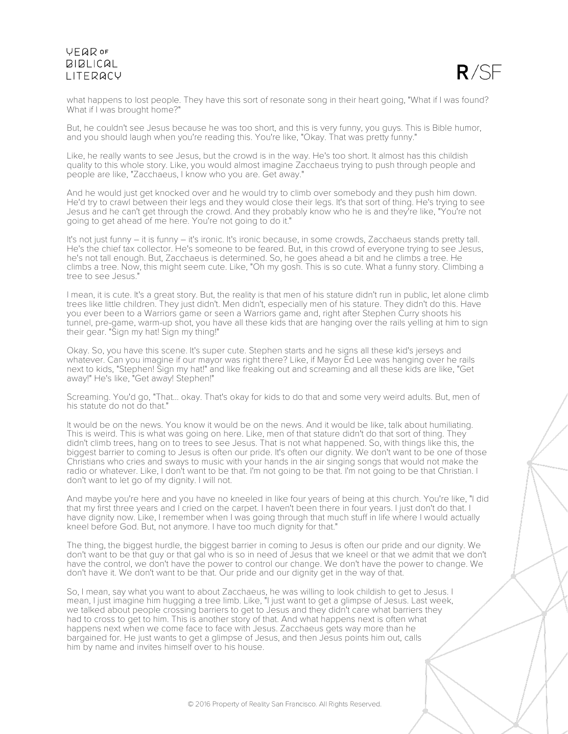what happens to lost people. They have this sort of resonate song in their heart going, "What if I was found? What if I was brought home?"

But, he couldn't see Jesus because he was too short, and this is very funny, you guys. This is Bible humor, and you should laugh when you're reading this. You're like, "Okay. That was pretty funny."

Like, he really wants to see Jesus, but the crowd is in the way. He's too short. It almost has this childish quality to this whole story. Like, you would almost imagine Zacchaeus trying to push through people and people are like, "Zacchaeus, I know who you are. Get away."

And he would just get knocked over and he would try to climb over somebody and they push him down. He'd try to crawl between their legs and they would close their legs. It's that sort of thing. He's trying to see Jesus and he can't get through the crowd. And they probably know who he is and they're like, "You're not going to get ahead of me here. You're not going to do it."

It's not just funny – it is funny – it's ironic. It's ironic because, in some crowds, Zacchaeus stands pretty tall. He's the chief tax collector. He's someone to be feared. But, in this crowd of everyone trying to see Jesus, he's not tall enough. But, Zacchaeus is determined. So, he goes ahead a bit and he climbs a tree. He climbs a tree. Now, this might seem cute. Like, "Oh my gosh. This is so cute. What a funny story. Climbing a tree to see Jesus."

I mean, it is cute. It's a great story. But, the reality is that men of his stature didn't run in public, let alone climb trees like little children. They just didn't. Men didn't, especially men of his stature. They didn't do this. Have you ever been to a Warriors game or seen a Warriors game and, right after Stephen Curry shoots his tunnel, pre-game, warm-up shot, you have all these kids that are hanging over the rails yelling at him to sign their gear. "Sign my hat! Sign my thing!"

Okay. So, you have this scene. It's super cute. Stephen starts and he signs all these kid's jerseys and whatever. Can you imagine if our mayor was right there? Like, if Mayor Ed Lee was hanging over he rails next to kids, "Stephen! Sign my hat!" and like freaking out and screaming and all these kids are like, "Get away!" He's like, "Get away! Stephen!"

Screaming. You'd go, "That... okay. That's okay for kids to do that and some very weird adults. But, men of his statute do not do that."

It would be on the news. You know it would be on the news. And it would be like, talk about humiliating. This is weird. This is what was going on here. Like, men of that stature didn't do that sort of thing. They didn't climb trees, hang on to trees to see Jesus. That is not what happened. So, with things like this, the biggest barrier to coming to Jesus is often our pride. It's often our dignity. We don't want to be one of those Christians who cries and sways to music with your hands in the air singing songs that would not make the radio or whatever. Like, I don't want to be that. I'm not going to be that. I'm not going to be that Christian. I don't want to let go of my dignity. I will not.

And maybe you're here and you have no kneeled in like four years of being at this church. You're like, "I did that my first three years and I cried on the carpet. I haven't been there in four years. I just don't do that. I have dignity now. Like, I remember when I was going through that much stuff in life where I would actually kneel before God. But, not anymore. I have too much dignity for that."

The thing, the biggest hurdle, the biggest barrier in coming to Jesus is often our pride and our dignity. We don't want to be that guy or that gal who is so in need of Jesus that we kneel or that we admit that we don't have the control, we don't have the power to control our change. We don't have the power to change. We don't have it. We don't want to be that. Our pride and our dignity get in the way of that.

So, I mean, say what you want to about Zacchaeus, he was willing to look childish to get to Jesus. I mean, I just imagine him hugging a tree limb. Like, "I just want to get a glimpse of Jesus. Last week, we talked about people crossing barriers to get to Jesus and they didn't care what barriers they had to cross to get to him. This is another story of that. And what happens next is often what happens next when we come face to face with Jesus. Zacchaeus gets way more than he bargained for. He just wants to get a glimpse of Jesus, and then Jesus points him out, calls him by name and invites himself over to his house.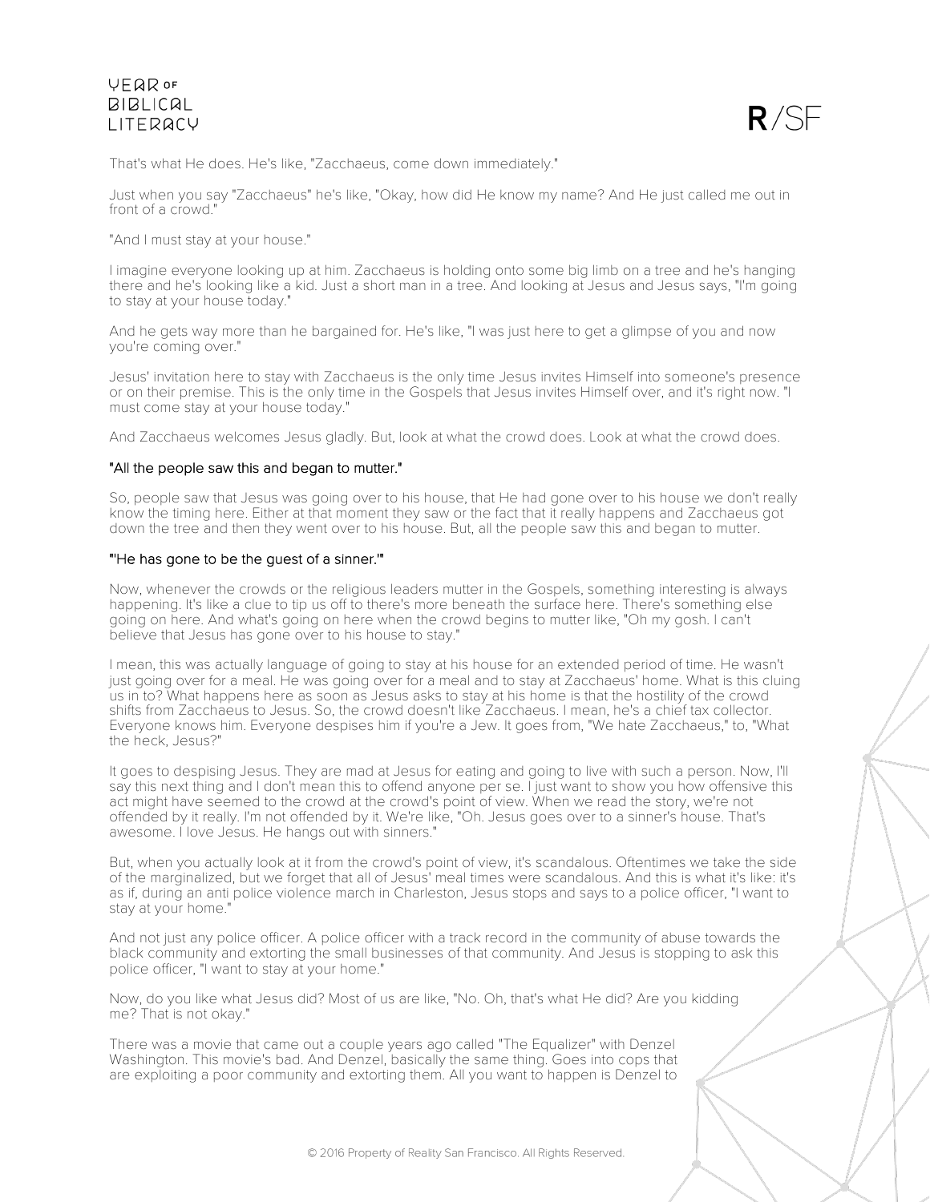That's what He does. He's like, "Zacchaeus, come down immediately."

Just when you say "Zacchaeus" he's like, "Okay, how did He know my name? And He just called me out in front of a crowd."

"And I must stay at your house."

I imagine everyone looking up at him. Zacchaeus is holding onto some big limb on a tree and he's hanging there and he's looking like a kid. Just a short man in a tree. And looking at Jesus and Jesus says, "I'm going to stay at your house today."

And he gets way more than he bargained for. He's like, "I was just here to get a glimpse of you and now you're coming over."

Jesus' invitation here to stay with Zacchaeus is the only time Jesus invites Himself into someone's presence or on their premise. This is the only time in the Gospels that Jesus invites Himself over, and it's right now. "I must come stay at your house today."

And Zacchaeus welcomes Jesus gladly. But, look at what the crowd does. Look at what the crowd does.

"All the people saw this and began to mutter."

So, people saw that Jesus was going over to his house, that He had gone over to his house we don't really know the timing here. Either at that moment they saw or the fact that it really happens and Zacchaeus got down the tree and then they went over to his house. But, all the people saw this and began to mutter.

"'He has gone to be the guest of a sinner.'"

Now, whenever the crowds or the religious leaders mutter in the Gospels, something interesting is always happening. It's like a clue to tip us off to there's more beneath the surface here. There's something else going on here. And what's going on here when the crowd begins to mutter like, "Oh my gosh. I can't believe that Jesus has gone over to his house to stay."

I mean, this was actually language of going to stay at his house for an extended period of time. He wasn't just going over for a meal. He was going over for a meal and to stay at Zacchaeus' home. What is this cluing us in to? What happens here as soon as Jesus asks to stay at his home is that the hostility of the crowd shifts from Zacchaeus to Jesus. So, the crowd doesn't like Zacchaeus. I mean, he's a chief tax collector. Everyone knows him. Everyone despises him if you're a Jew. It goes from, "We hate Zacchaeus," to, "What the heck, Jesus?"

It goes to despising Jesus. They are mad at Jesus for eating and going to live with such a person. Now, I'll say this next thing and I don't mean this to offend anyone per se. I just want to show you how offensive this act might have seemed to the crowd at the crowd's point of view. When we read the story, we're not offended by it really. I'm not offended by it. We're like, "Oh. Jesus goes over to a sinner's house. That's awesome. I love Jesus. He hangs out with sinners."

But, when you actually look at it from the crowd's point of view, it's scandalous. Oftentimes we take the side of the marginalized, but we forget that all of Jesus' meal times were scandalous. And this is what it's like: it's as if, during an anti police violence march in Charleston, Jesus stops and says to a police officer, "I want to stay at your home."

And not just any police officer. A police officer with a track record in the community of abuse towards the black community and extorting the small businesses of that community. And Jesus is stopping to ask this police officer, "I want to stay at your home."

Now, do you like what Jesus did? Most of us are like, "No. Oh, that's what He did? Are you kidding me? That is not okay."

There was a movie that came out a couple years ago called "The Equalizer" with Denzel Washington. This movie's bad. And Denzel, basically the same thing. Goes into cops that are exploiting a poor community and extorting them. All you want to happen is Denzel to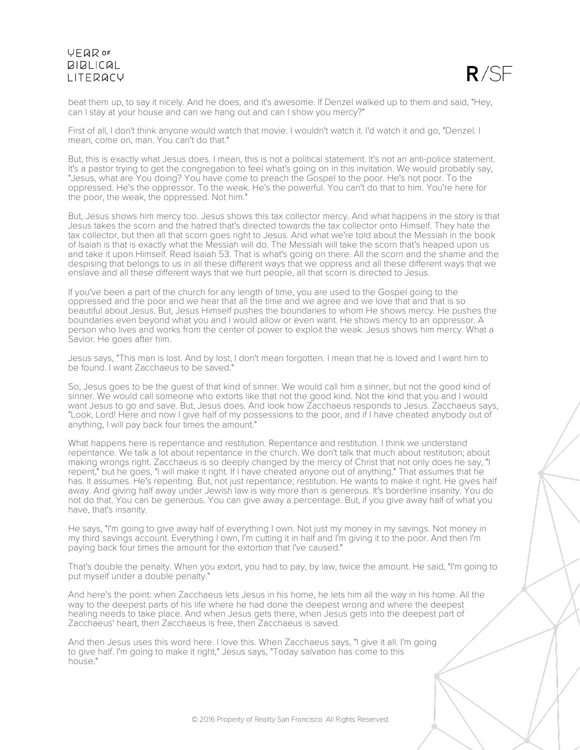beat them up, to say it nicely. And he does, and it's awesome. If Denzel walked up to them and said, "Hey, can I stay at your house and can we hang out and can I show you mercy?"

First of all, I don't think anyone would watch that movie. I wouldn't watch it. I'd watch it and go, "Denzel. I mean, come on, man. You can't do that."

But, this is exactly what Jesus does. I mean, this is not a political statement. It's not an anti-police statement. It's a pastor trying to get the congregation to feel what's going on in this invitation. We would probably say, "Jesus, what are You doing? You have come to preach the Gospel to the poor. He's not poor. To the oppressed. He's the oppressor. To the weak. He's the powerful. You can't do that to him. You're here for the poor, the weak, the oppressed. Not him."

But, Jesus shows him mercy too. Jesus shows this tax collector mercy. And what happens in the story is that Jesus takes the scorn and the hatred that's directed towards the tax collector onto Himself. They hate the tax collector, but then all that scorn goes right to Jesus. And what we're told about the Messiah in the book of Isaiah is that is exactly what the Messiah will do. The Messiah will take the scorn that's heaped upon us and take it upon Himself. Read Isaiah 53. That is what's going on there. All the scorn and the shame and the despising that belongs to us in all these different ways that we oppress and all these different ways that we enslave and all these different ways that we hurt people, all that scorn is directed to Jesus.

If you've been a part of the church for any length of time, you are used to the Gospel going to the oppressed and the poor and we hear that all the time and we agree and we love that and that is so beautiful about Jesus. But, Jesus Himself pushes the boundaries to whom He shows mercy. He pushes the boundaries even beyond what you and I would allow or even want. He shows mercy to an oppressor. A person who lives and works from the center of power to exploit the weak. Jesus shows him mercy. What a Savior. He goes after him.

Jesus says, "This man is lost. And by lost, I don't mean forgotten. I mean that he is loved and I want him to be found. I want Zacchaeus to be saved."

So, Jesus goes to be the guest of that kind of sinner. We would call him a sinner, but not the good kind of sinner. We would call someone who extorts like that not the good kind. Not the kind that you and I would want Jesus to go and save. But, Jesus does. And look how Zacchaeus responds to Jesus. Zacchaeus says, "Look, Lord! Here and now I give half of my possessions to the poor, and if I have cheated anybody out of anything, I will pay back four times the amount."

What happens here is repentance and restitution. Repentance and restitution. I think we understand repentance. We talk a lot about repentance in the church. We don't talk that much about restitution; about making wrongs right. Zacchaeus is so deeply changed by the mercy of Christ that not only does he say, "I repent," but he goes, "I will make it right. If I have cheated anyone out of anything." That assumes that he has. It assumes. He's repenting. But, not just repentance; restitution. He wants to make it right. He gives half away. And giving half away under Jewish law is way more than is generous. It's borderline insanity. You do not do that. You can be generous. You can give away a percentage. But, if you give away half of what you have, that's insanity.

He says, "I'm going to give away half of everything I own. Not just my money in my savings. Not money in my third savings account. Everything I own, I'm cutting it in half and I'm giving it to the poor. And then I'm paying back four times the amount for the extortion that I've caused."

That's double the penalty. When you extort, you had to pay, by law, twice the amount. He said, "I'm going to put myself under a double penalty."

And here's the point: when Zacchaeus lets Jesus in his home, he lets him all the way in his home. All the way to the deepest parts of his life where he had done the deepest wrong and where the deepest healing needs to take place. And when Jesus gets there, when Jesus gets into the deepest part of Zacchaeus' heart, then Zacchaeus is free, then Zacchaeus is saved.

And then Jesus uses this word here. I love this. When Zacchaeus says, "I give it all. I'm going to give half. I'm going to make it right," Jesus says, "Today salvation has come to this house."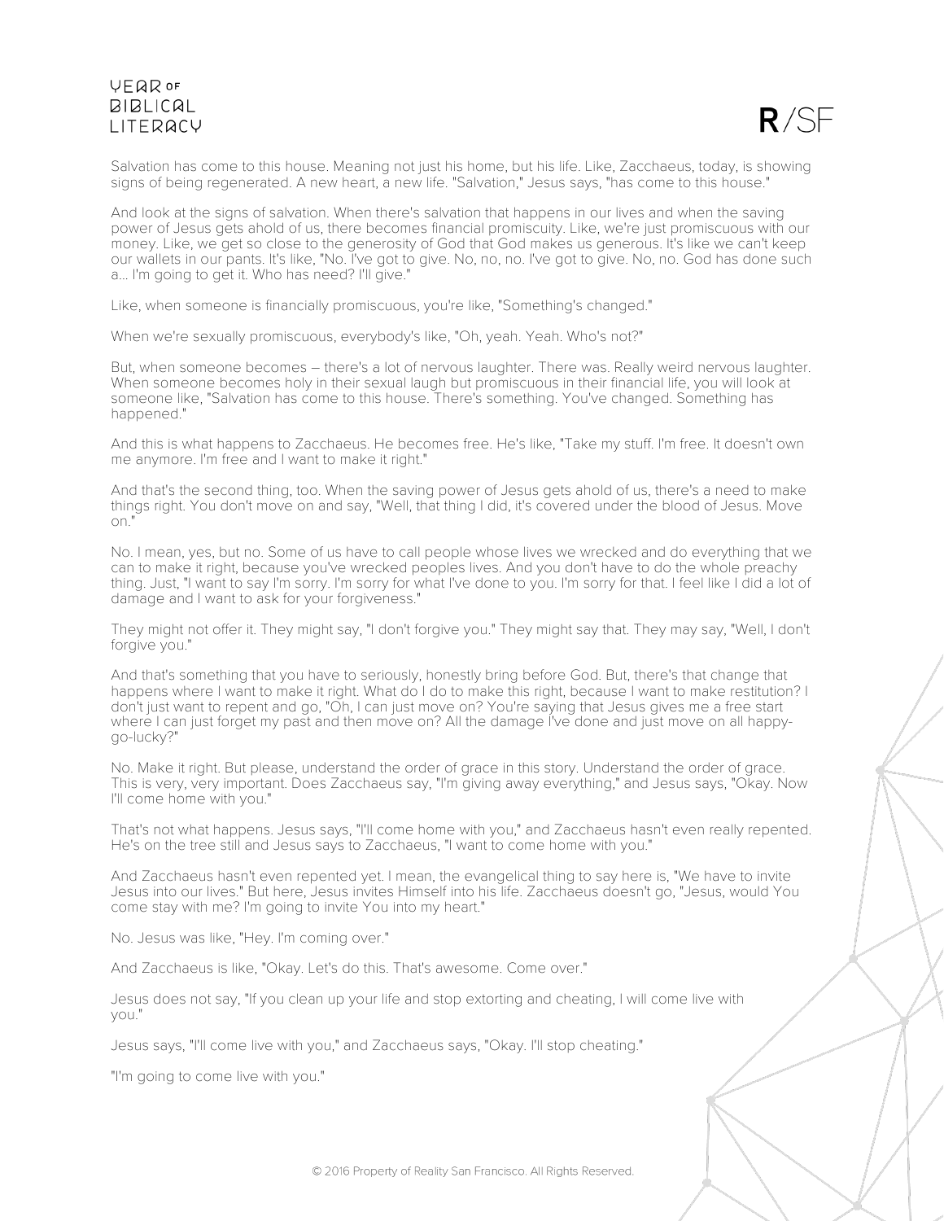Salvation has come to this house. Meaning not just his home, but his life. Like, Zacchaeus, today, is showing signs of being regenerated. A new heart, a new life. "Salvation," Jesus says, "has come to this house."

And look at the signs of salvation. When there's salvation that happens in our lives and when the saving power of Jesus gets ahold of us, there becomes financial promiscuity. Like, we're just promiscuous with our money. Like, we get so close to the generosity of God that God makes us generous. It's like we can't keep our wallets in our pants. It's like, "No. I've got to give. No, no, no. I've got to give. No, no. God has done such a... I'm going to get it. Who has need? I'll give."

Like, when someone is financially promiscuous, you're like, "Something's changed."

When we're sexually promiscuous, everybody's like, "Oh, yeah. Yeah. Who's not?"

But, when someone becomes – there's a lot of nervous laughter. There was. Really weird nervous laughter. When someone becomes holy in their sexual laugh but promiscuous in their financial life, you will look at someone like, "Salvation has come to this house. There's something. You've changed. Something has happened."

And this is what happens to Zacchaeus. He becomes free. He's like, "Take my stuff. I'm free. It doesn't own me anymore. I'm free and I want to make it right."

And that's the second thing, too. When the saving power of Jesus gets ahold of us, there's a need to make things right. You don't move on and say, "Well, that thing I did, it's covered under the blood of Jesus. Move on."

No. I mean, yes, but no. Some of us have to call people whose lives we wrecked and do everything that we can to make it right, because you've wrecked peoples lives. And you don't have to do the whole preachy thing. Just, "I want to say I'm sorry. I'm sorry for what I've done to you. I'm sorry for that. I feel like I did a lot of damage and I want to ask for your forgiveness."

They might not offer it. They might say, "I don't forgive you." They might say that. They may say, "Well, I don't forgive you."

And that's something that you have to seriously, honestly bring before God. But, there's that change that happens where I want to make it right. What do I do to make this right, because I want to make restitution? I don't just want to repent and go, "Oh, I can just move on? You're saying that Jesus gives me a free start where I can just forget my past and then move on? All the damage I've done and just move on all happy-go-lucky?"

No. Make it right. But please, understand the order of grace in this story. Understand the order of grace. This is very, very important. Does Zacchaeus say, "I'm giving away everything," and Jesus says, "Okay. Now I'll come home with you."

That's not what happens. Jesus says, "I'll come home with you," and Zacchaeus hasn't even really repented. He's on the tree still and Jesus says to Zacchaeus, "I want to come home with you."

And Zacchaeus hasn't even repented yet. I mean, the evangelical thing to say here is, "We have to invite Jesus into our lives." But here, Jesus invites Himself into his life. Zacchaeus doesn't go, "Jesus, would You come stay with me? I'm going to invite You into my heart."

No. Jesus was like, "Hey. I'm coming over."

And Zacchaeus is like, "Okay. Let's do this. That's awesome. Come over."

Jesus does not say, "If you clean up your life and stop extorting and cheating, I will come live with you."

Jesus says, "I'll come live with you," and Zacchaeus says, "Okay. I'll stop cheating."

"I'm going to come live with you."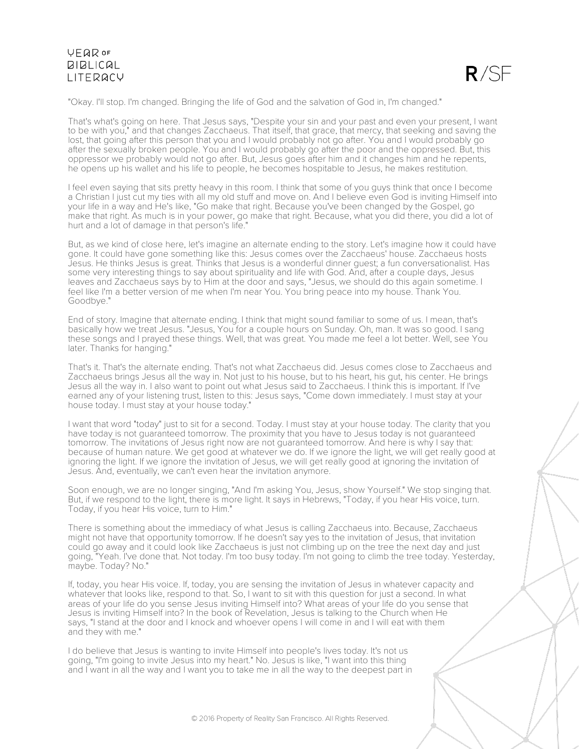"Okay. I'll stop. I'm changed. Bringing the life of God and the salvation of God in, I'm changed."

That's what's going on here. That Jesus says, "Despite your sin and your past and even your present, I want to be with you," and that changes Zacchaeus. That itself, that grace, that mercy, that seeking and saving the lost, that going after this person that you and I would probably not go after. You and I would probably go after the sexually broken people. You and I would probably go after the poor and the oppressed. But, this oppressor we probably would not go after. But, Jesus goes after him and it changes him and he repents, he opens up his wallet and his life to people, he becomes hospitable to Jesus, he makes restitution.

I feel even saying that sits pretty heavy in this room. I think that some of you guys think that once I become a Christian I just cut my ties with all my old stuff and move on. And I believe even God is inviting Himself into your life in a way and He's like, "Go make that right. Because you've been changed by the Gospel, go make that right. As much is in your power, go make that right. Because, what you did there, you did a lot of hurt and a lot of damage in that person's life."

But, as we kind of close here, let's imagine an alternate ending to the story. Let's imagine how it could have gone. It could have gone something like this: Jesus comes over the Zacchaeus' house. Zacchaeus hosts Jesus. He thinks Jesus is great. Thinks that Jesus is a wonderful dinner guest; a fun conversationalist. Has some very interesting things to say about spirituality and life with God. And, after a couple days, Jesus leaves and Zacchaeus says by to Him at the door and says, "Jesus, we should do this again sometime. I feel like I'm a better version of me when I'm near You. You bring peace into my house. Thank You. Goodbye."

End of story. Imagine that alternate ending. I think that might sound familiar to some of us. I mean, that's basically how we treat Jesus. "Jesus, You for a couple hours on Sunday. Oh, man. It was so good. I sang these songs and I prayed these things. Well, that was great. You made me feel a lot better. Well, see You later. Thanks for hanging."

That's it. That's the alternate ending. That's not what Zacchaeus did. Jesus comes close to Zacchaeus and Zacchaeus brings Jesus all the way in. Not just to his house, but to his heart, his gut, his center. He brings Jesus all the way in. I also want to point out what Jesus said to Zacchaeus. I think this is important. If I've earned any of your listening trust, listen to this: Jesus says, "Come down immediately. I must stay at your house today. I must stay at your house today."

I want that word "today" just to sit for a second. Today. I must stay at your house today. The clarity that you have today is not guaranteed tomorrow. The proximity that you have to Jesus today is not guaranteed tomorrow. The invitations of Jesus right now are not guaranteed tomorrow. And here is why I say that: because of human nature. We get good at whatever we do. If we ignore the light, we will get really good at ignoring the light. If we ignore the invitation of Jesus, we will get really good at ignoring the invitation of Jesus. And, eventually, we can't even hear the invitation anymore.

Soon enough, we are no longer singing, "And I'm asking You, Jesus, show Yourself." We stop singing that. But, if we respond to the light, there is more light. It says in Hebrews, "Today, if you hear His voice, turn. Today, if you hear His voice, turn to Him."

There is something about the immediacy of what Jesus is calling Zacchaeus into. Because, Zacchaeus might not have that opportunity tomorrow. If he doesn't say yes to the invitation of Jesus, that invitation could go away and it could look like Zacchaeus is just not climbing up on the tree the next day and just going, "Yeah. I've done that. Not today. I'm too busy today. I'm not going to climb the tree today. Yesterday, maybe. Today? No."

If, today, you hear His voice. If, today, you are sensing the invitation of Jesus in whatever capacity and whatever that looks like, respond to that. So, I want to sit with this question for just a second. In what areas of your life do you sense Jesus inviting Himself into? What areas of your life do you sense that Jesus is inviting Himself into? In the book of Revelation, Jesus is talking to the Church when He says, "I stand at the door and I knock and whoever opens I will come in and I will eat with them and they with me."

I do believe that Jesus is wanting to invite Himself into people's lives today. It's not us going, "I'm going to invite Jesus into my heart." No. Jesus is like, "I want into this thing and I want in all the way and I want you to take me in all the way to the deepest part in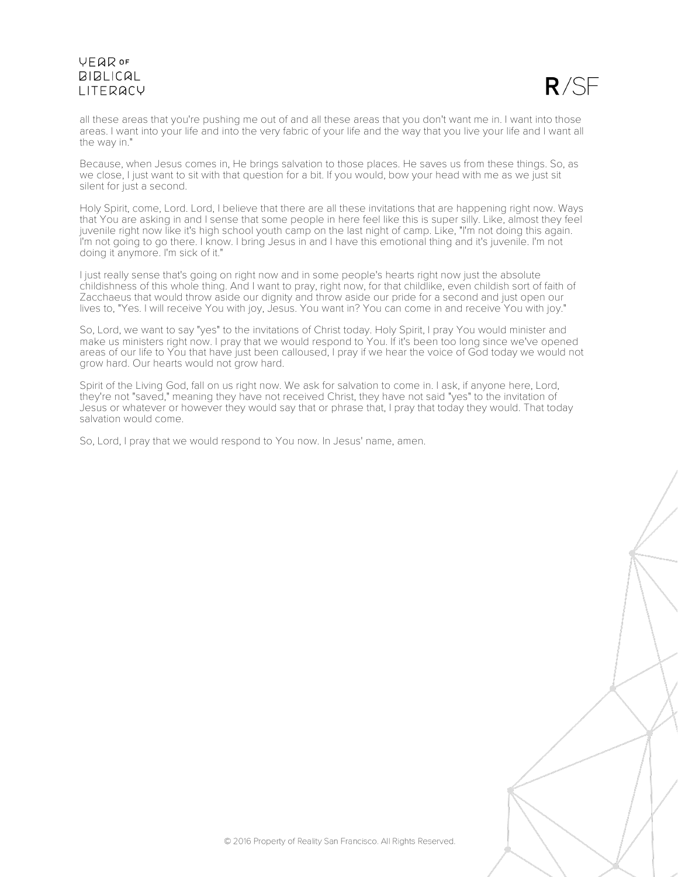all these areas that you're pushing me out of and all these areas that you don't want me in. I want into those areas. I want into your life and into the very fabric of your life and the way that you live your life and I want all the way in."

Because, when Jesus comes in, He brings salvation to those places. He saves us from these things. So, as we close, I just want to sit with that question for a bit. If you would, bow your head with me as we just sit silent for just a second.

Holy Spirit, come, Lord. Lord, I believe that there are all these invitations that are happening right now. Ways that You are asking in and I sense that some people in here feel like this is super silly. Like, almost they feel juvenile right now like it's high school youth camp on the last night of camp. Like, "I'm not doing this again. I'm not going to go there. I know. I bring Jesus in and I have this emotional thing and it's juvenile. I'm not doing it anymore. I'm sick of it."

I just really sense that's going on right now and in some people's hearts right now just the absolute childishness of this whole thing. And I want to pray, right now, for that childlike, even childish sort of faith of Zacchaeus that would throw aside our dignity and throw aside our pride for a second and just open our lives to, "Yes. I will receive You with joy, Jesus. You want in? You can come in and receive You with joy."

So, Lord, we want to say "yes" to the invitations of Christ today. Holy Spirit, I pray You would minister and make us ministers right now. I pray that we would respond to You. If it's been too long since we've opened areas of our life to You that have just been calloused, I pray if we hear the voice of God today we would not grow hard. Our hearts would not grow hard.

Spirit of the Living God, fall on us right now. We ask for salvation to come in. I ask, if anyone here, Lord, they're not "saved," meaning they have not received Christ, they have not said "yes" to the invitation of Jesus or whatever or however they would say that or phrase that, I pray that today they would. That today salvation would come.

So, Lord, I pray that we would respond to You now. In Jesus' name, amen.